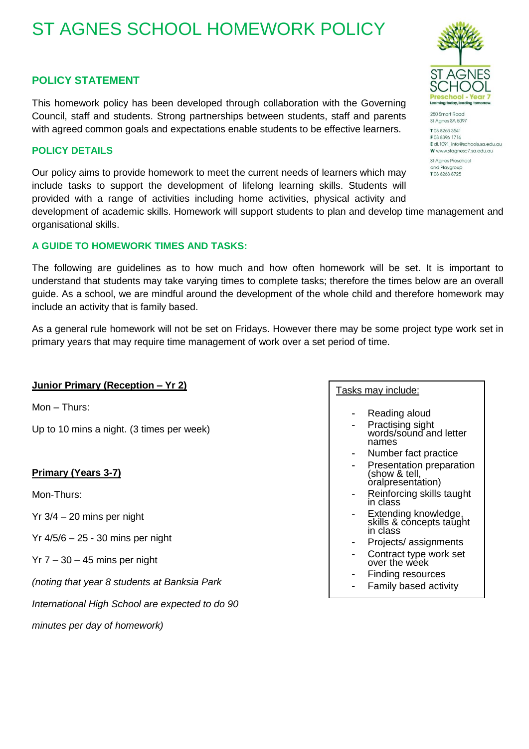# ST AGNES SCHOOL HOMEWORK POLICY

ST AGNES SCHOOL
Preschool - Year 7
Learning today, leading tomorrow.

250 Smart Road
St Agnes SA 5097

**T** 08 8263 3541
**F** 08 8396 1716
**E** dl.1091_info@schools.sa.edu.au
**W** www.stagnesc7.sa.edu.au

St Agnes Preschool
and Playgroup
**T** 08 8263 8725

## POLICY STATEMENT

This homework policy has been developed through collaboration with the Governing Council, staff and students. Strong partnerships between students, staff and parents with agreed common goals and expectations enable students to be effective learners.

## POLICY DETAILS

Our policy aims to provide homework to meet the current needs of learners which may include tasks to support the development of lifelong learning skills. Students will provided with a range of activities including home activities, physical activity and development of academic skills. Homework will support students to plan and develop time management and organisational skills.

## A GUIDE TO HOMEWORK TIMES AND TASKS:

The following are guidelines as to how much and how often homework will be set. It is important to understand that students may take varying times to complete tasks; therefore the times below are an overall guide. As a school, we are mindful around the development of the whole child and therefore homework may include an activity that is family based.

As a general rule homework will not be set on Fridays. However there may be some project type work set in primary years that may require time management of work over a set period of time.

**Junior Primary (Reception – Yr 2)**

Mon – Thurs:

Up to 10 mins a night. (3 times per week)

**Primary (Years 3-7)**

Mon-Thurs:

Yr 3/4 – 20 mins per night

Yr 4/5/6 – 25 - 30 mins per night

Yr 7 – 30 – 45 mins per night

*(noting that year 8 students at Banksia Park International High School are expected to do 90 minutes per day of homework)*

Tasks may include:

- Reading aloud
- Practising sight words/sound and letter names
- Number fact practice
- Presentation preparation (show & tell, oralpresentation)
- Reinforcing skills taught in class
- Extending knowledge, skills & concepts taught in class
- Projects/ assignments
- Contract type work set over the week
- Finding resources
- Family based activity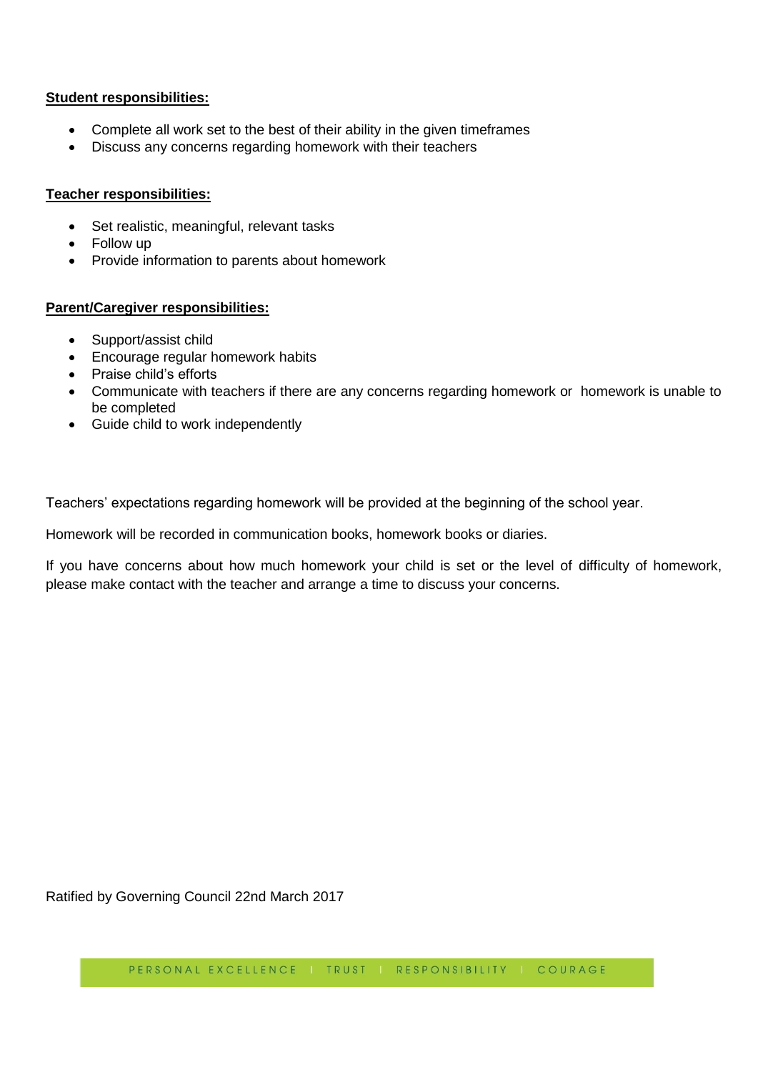**Student responsibilities:**

- Complete all work set to the best of their ability in the given timeframes
- Discuss any concerns regarding homework with their teachers

**Teacher responsibilities:**

- Set realistic, meaningful, relevant tasks
- Follow up
- Provide information to parents about homework

**Parent/Caregiver responsibilities:**

- Support/assist child
- Encourage regular homework habits
- Praise child's efforts
- Communicate with teachers if there are any concerns regarding homework or homework is unable to be completed
- Guide child to work independently

Teachers' expectations regarding homework will be provided at the beginning of the school year.

Homework will be recorded in communication books, homework books or diaries.

If you have concerns about how much homework your child is set or the level of difficulty of homework, please make contact with the teacher and arrange a time to discuss your concerns.

Ratified by Governing Council 22nd March 2017